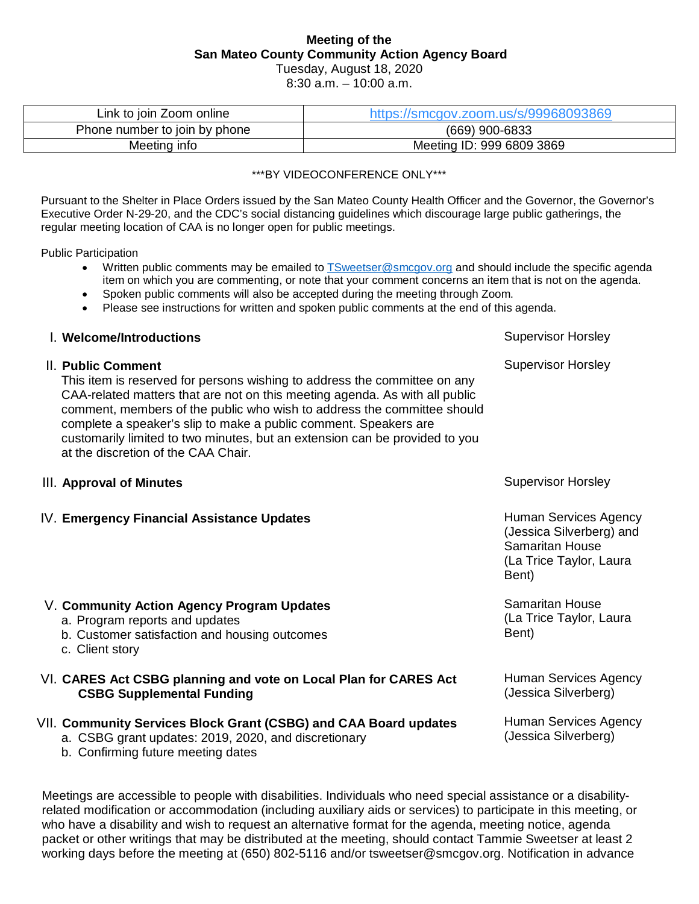**Meeting of the**
**San Mateo County Community Action Agency Board**
Tuesday, August 18, 2020
8:30 a.m. – 10:00 a.m.

| Link to join Zoom online | https://smcgov.zoom.us/s/99968093869 |
|---|---|
| Phone number to join by phone | (669) 900-6833 |
| Meeting info | Meeting ID: 999 6809 3869 |

***BY VIDEOCONFERENCE ONLY***

Pursuant to the Shelter in Place Orders issued by the San Mateo County Health Officer and the Governor, the Governor's Executive Order N-29-20, and the CDC's social distancing guidelines which discourage large public gatherings, the regular meeting location of CAA is no longer open for public meetings.

Public Participation

- Written public comments may be emailed to TSweetser@smcgov.org and should include the specific agenda item on which you are commenting, or note that your comment concerns an item that is not on the agenda.
- Spoken public comments will also be accepted during the meeting through Zoom.
- Please see instructions for written and spoken public comments at the end of this agenda.

I. **Welcome/Introductions** — Supervisor Horsley

II. **Public Comment** — Supervisor Horsley
This item is reserved for persons wishing to address the committee on any CAA-related matters that are not on this meeting agenda. As with all public comment, members of the public who wish to address the committee should complete a speaker's slip to make a public comment. Speakers are customarily limited to two minutes, but an extension can be provided to you at the discretion of the CAA Chair.

III. **Approval of Minutes** — Supervisor Horsley

IV. **Emergency Financial Assistance Updates** — Human Services Agency (Jessica Silverberg) and Samaritan House (La Trice Taylor, Laura Bent)

V. **Community Action Agency Program Updates** — Samaritan House (La Trice Taylor, Laura Bent)
   a. Program reports and updates
   b. Customer satisfaction and housing outcomes
   c. Client story

VI. **CARES Act CSBG planning and vote on Local Plan for CARES Act CSBG Supplemental Funding** — Human Services Agency (Jessica Silverberg)

VII. **Community Services Block Grant (CSBG) and CAA Board updates** — Human Services Agency (Jessica Silverberg)
   a. CSBG grant updates: 2019, 2020, and discretionary
   b. Confirming future meeting dates

Meetings are accessible to people with disabilities. Individuals who need special assistance or a disability-related modification or accommodation (including auxiliary aids or services) to participate in this meeting, or who have a disability and wish to request an alternative format for the agenda, meeting notice, agenda packet or other writings that may be distributed at the meeting, should contact Tammie Sweetser at least 2 working days before the meeting at (650) 802-5116 and/or tsweetser@smcgov.org. Notification in advance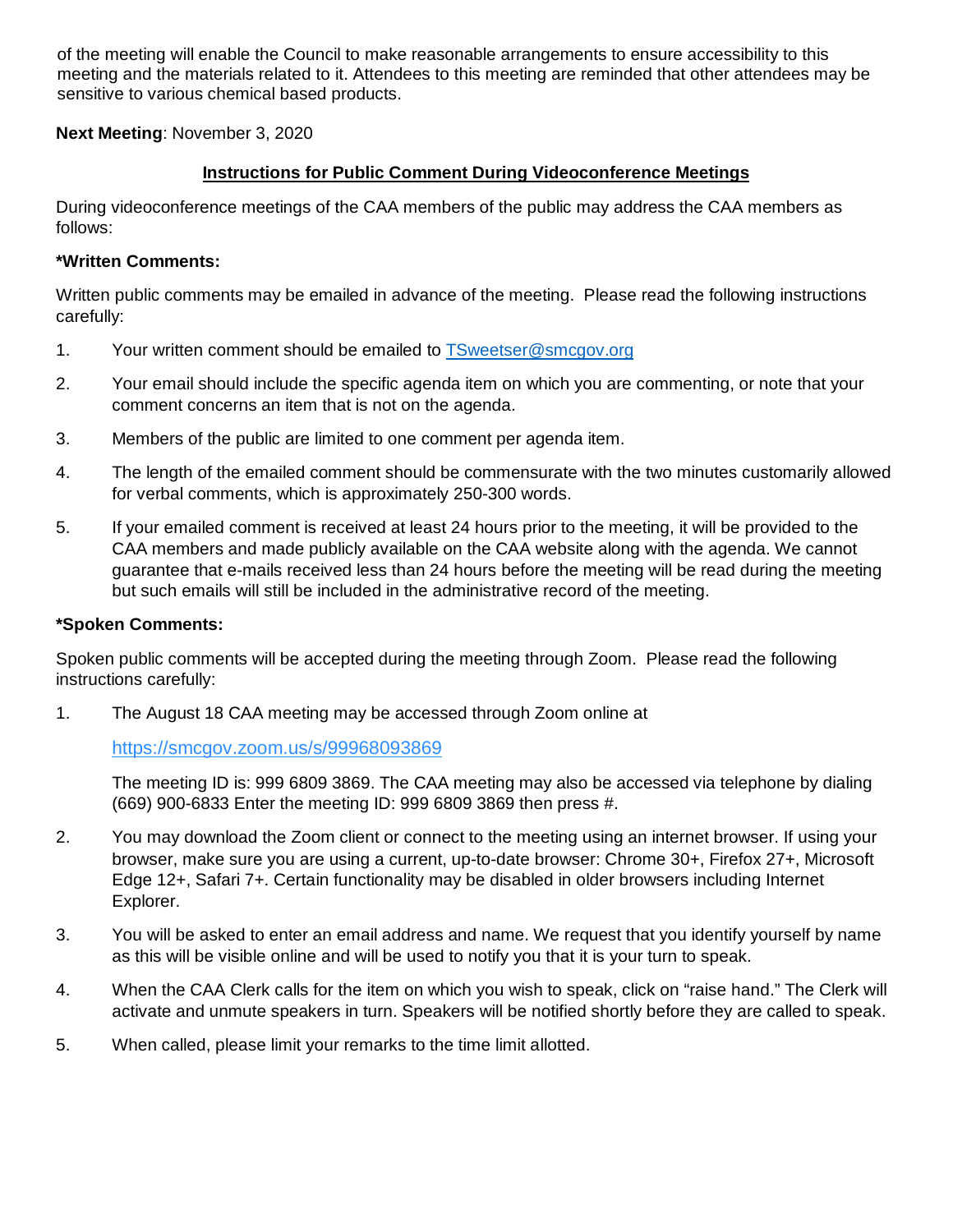of the meeting will enable the Council to make reasonable arrangements to ensure accessibility to this meeting and the materials related to it. Attendees to this meeting are reminded that other attendees may be sensitive to various chemical based products.

**Next Meeting**: November 3, 2020

## Instructions for Public Comment During Videoconference Meetings

During videoconference meetings of the CAA members of the public may address the CAA members as follows:

**\*Written Comments:**

Written public comments may be emailed in advance of the meeting. Please read the following instructions carefully:

1. Your written comment should be emailed to TSweetser@smcgov.org
2. Your email should include the specific agenda item on which you are commenting, or note that your comment concerns an item that is not on the agenda.
3. Members of the public are limited to one comment per agenda item.
4. The length of the emailed comment should be commensurate with the two minutes customarily allowed for verbal comments, which is approximately 250-300 words.
5. If your emailed comment is received at least 24 hours prior to the meeting, it will be provided to the CAA members and made publicly available on the CAA website along with the agenda. We cannot guarantee that e-mails received less than 24 hours before the meeting will be read during the meeting but such emails will still be included in the administrative record of the meeting.

**\*Spoken Comments:**

Spoken public comments will be accepted during the meeting through Zoom. Please read the following instructions carefully:

1. The August 18 CAA meeting may be accessed through Zoom online at

   https://smcgov.zoom.us/s/99968093869

   The meeting ID is: 999 6809 3869. The CAA meeting may also be accessed via telephone by dialing (669) 900-6833 Enter the meeting ID: 999 6809 3869 then press #.
2. You may download the Zoom client or connect to the meeting using an internet browser. If using your browser, make sure you are using a current, up-to-date browser: Chrome 30+, Firefox 27+, Microsoft Edge 12+, Safari 7+. Certain functionality may be disabled in older browsers including Internet Explorer.
3. You will be asked to enter an email address and name. We request that you identify yourself by name as this will be visible online and will be used to notify you that it is your turn to speak.
4. When the CAA Clerk calls for the item on which you wish to speak, click on "raise hand." The Clerk will activate and unmute speakers in turn. Speakers will be notified shortly before they are called to speak.
5. When called, please limit your remarks to the time limit allotted.